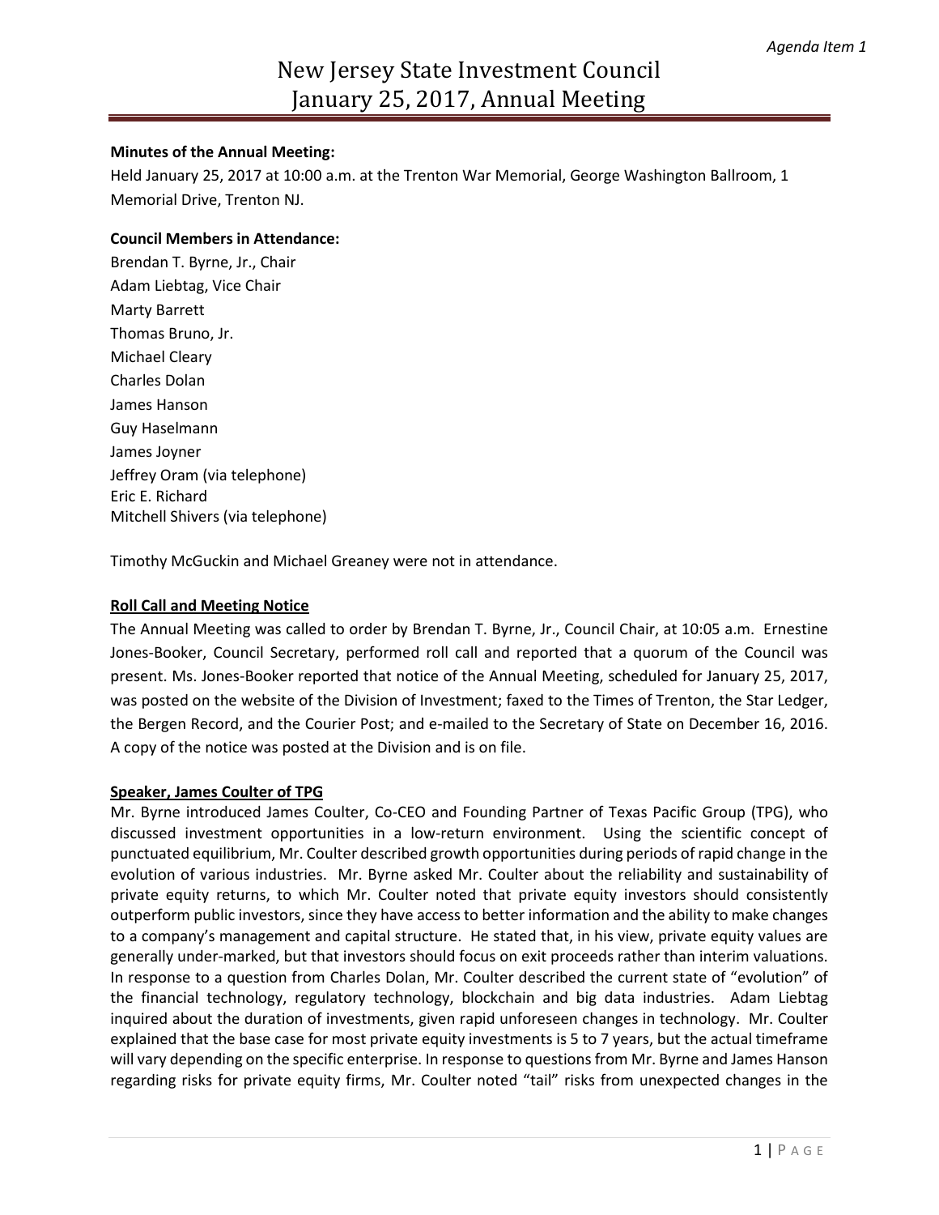*Agenda Item 1*

# New Jersey State Investment Council
# January 25, 2017, Annual Meeting

**Minutes of the Annual Meeting:**
Held January 25, 2017 at 10:00 a.m. at the Trenton War Memorial, George Washington Ballroom, 1 Memorial Drive, Trenton NJ.

**Council Members in Attendance:**
Brendan T. Byrne, Jr., Chair
Adam Liebtag, Vice Chair
Marty Barrett
Thomas Bruno, Jr.
Michael Cleary
Charles Dolan
James Hanson
Guy Haselmann
James Joyner
Jeffrey Oram (via telephone)
Eric E. Richard
Mitchell Shivers (via telephone)

Timothy McGuckin and Michael Greaney were not in attendance.

**Roll Call and Meeting Notice**

The Annual Meeting was called to order by Brendan T. Byrne, Jr., Council Chair, at 10:05 a.m. Ernestine Jones-Booker, Council Secretary, performed roll call and reported that a quorum of the Council was present. Ms. Jones-Booker reported that notice of the Annual Meeting, scheduled for January 25, 2017, was posted on the website of the Division of Investment; faxed to the Times of Trenton, the Star Ledger, the Bergen Record, and the Courier Post; and e-mailed to the Secretary of State on December 16, 2016. A copy of the notice was posted at the Division and is on file.

**Speaker, James Coulter of TPG**

Mr. Byrne introduced James Coulter, Co-CEO and Founding Partner of Texas Pacific Group (TPG), who discussed investment opportunities in a low-return environment. Using the scientific concept of punctuated equilibrium, Mr. Coulter described growth opportunities during periods of rapid change in the evolution of various industries. Mr. Byrne asked Mr. Coulter about the reliability and sustainability of private equity returns, to which Mr. Coulter noted that private equity investors should consistently outperform public investors, since they have access to better information and the ability to make changes to a company's management and capital structure. He stated that, in his view, private equity values are generally under-marked, but that investors should focus on exit proceeds rather than interim valuations. In response to a question from Charles Dolan, Mr. Coulter described the current state of "evolution" of the financial technology, regulatory technology, blockchain and big data industries. Adam Liebtag inquired about the duration of investments, given rapid unforeseen changes in technology. Mr. Coulter explained that the base case for most private equity investments is 5 to 7 years, but the actual timeframe will vary depending on the specific enterprise. In response to questions from Mr. Byrne and James Hanson regarding risks for private equity firms, Mr. Coulter noted "tail" risks from unexpected changes in the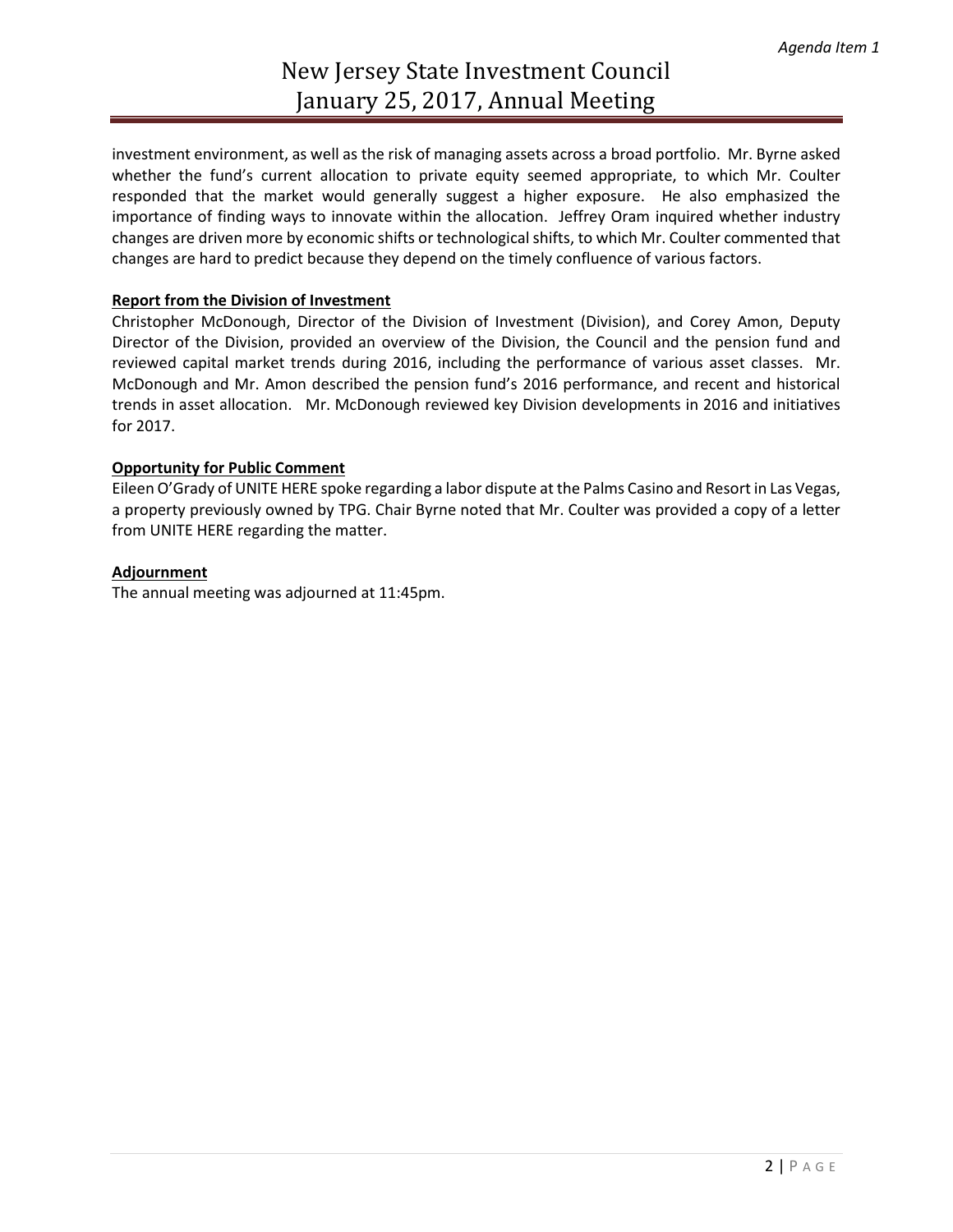investment environment, as well as the risk of managing assets across a broad portfolio. Mr. Byrne asked whether the fund's current allocation to private equity seemed appropriate, to which Mr. Coulter responded that the market would generally suggest a higher exposure. He also emphasized the importance of finding ways to innovate within the allocation. Jeffrey Oram inquired whether industry changes are driven more by economic shifts or technological shifts, to which Mr. Coulter commented that changes are hard to predict because they depend on the timely confluence of various factors.

**Report from the Division of Investment**

Christopher McDonough, Director of the Division of Investment (Division), and Corey Amon, Deputy Director of the Division, provided an overview of the Division, the Council and the pension fund and reviewed capital market trends during 2016, including the performance of various asset classes. Mr. McDonough and Mr. Amon described the pension fund's 2016 performance, and recent and historical trends in asset allocation. Mr. McDonough reviewed key Division developments in 2016 and initiatives for 2017.

**Opportunity for Public Comment**

Eileen O'Grady of UNITE HERE spoke regarding a labor dispute at the Palms Casino and Resort in Las Vegas, a property previously owned by TPG. Chair Byrne noted that Mr. Coulter was provided a copy of a letter from UNITE HERE regarding the matter.

**Adjournment**

The annual meeting was adjourned at 11:45pm.